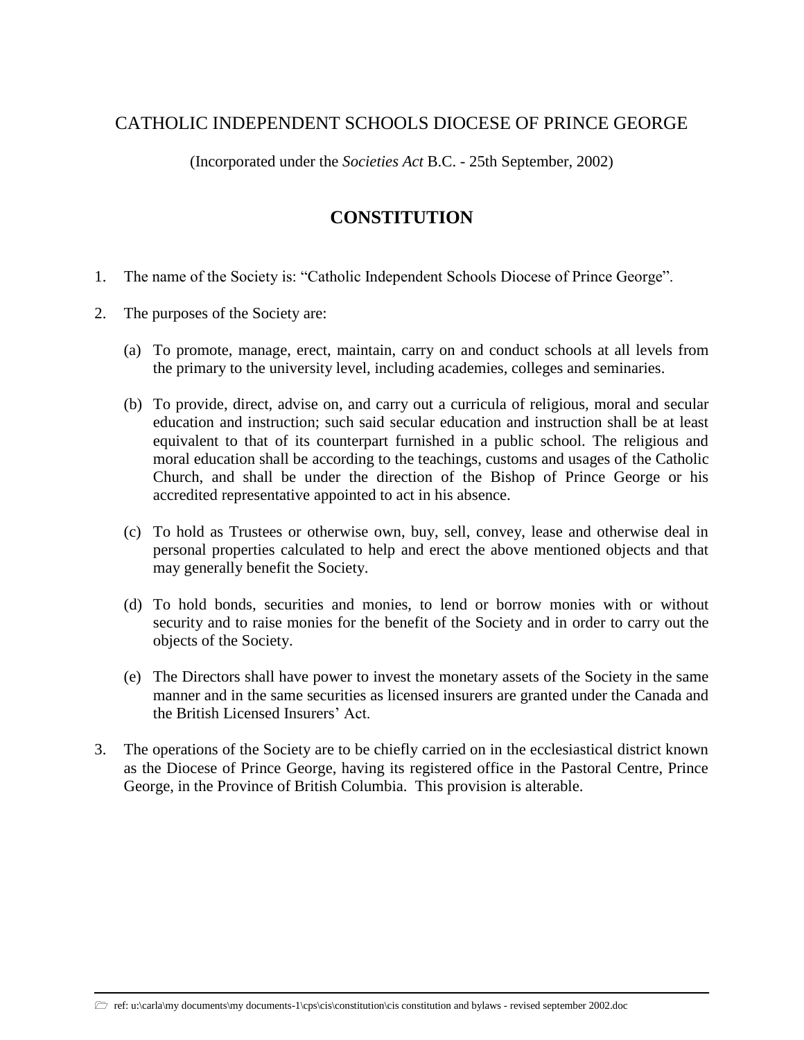CATHOLIC INDEPENDENT SCHOOLS DIOCESE OF PRINCE GEORGE

(Incorporated under the *Societies Act* B.C. - 25th September, 2002)

# CONSTITUTION

1. The name of the Society is: "Catholic Independent Schools Diocese of Prince George".

2. The purposes of the Society are:

   (a) To promote, manage, erect, maintain, carry on and conduct schools at all levels from the primary to the university level, including academies, colleges and seminaries.

   (b) To provide, direct, advise on, and carry out a curricula of religious, moral and secular education and instruction; such said secular education and instruction shall be at least equivalent to that of its counterpart furnished in a public school. The religious and moral education shall be according to the teachings, customs and usages of the Catholic Church, and shall be under the direction of the Bishop of Prince George or his accredited representative appointed to act in his absence.

   (c) To hold as Trustees or otherwise own, buy, sell, convey, lease and otherwise deal in personal properties calculated to help and erect the above mentioned objects and that may generally benefit the Society.

   (d) To hold bonds, securities and monies, to lend or borrow monies with or without security and to raise monies for the benefit of the Society and in order to carry out the objects of the Society.

   (e) The Directors shall have power to invest the monetary assets of the Society in the same manner and in the same securities as licensed insurers are granted under the Canada and the British Licensed Insurers' Act.

3. The operations of the Society are to be chiefly carried on in the ecclesiastical district known as the Diocese of Prince George, having its registered office in the Pastoral Centre, Prince George, in the Province of British Columbia. This provision is alterable.

ref: u:\carla\my documents\my documents-1\cps\cis\constitution\cis constitution and bylaws - revised september 2002.doc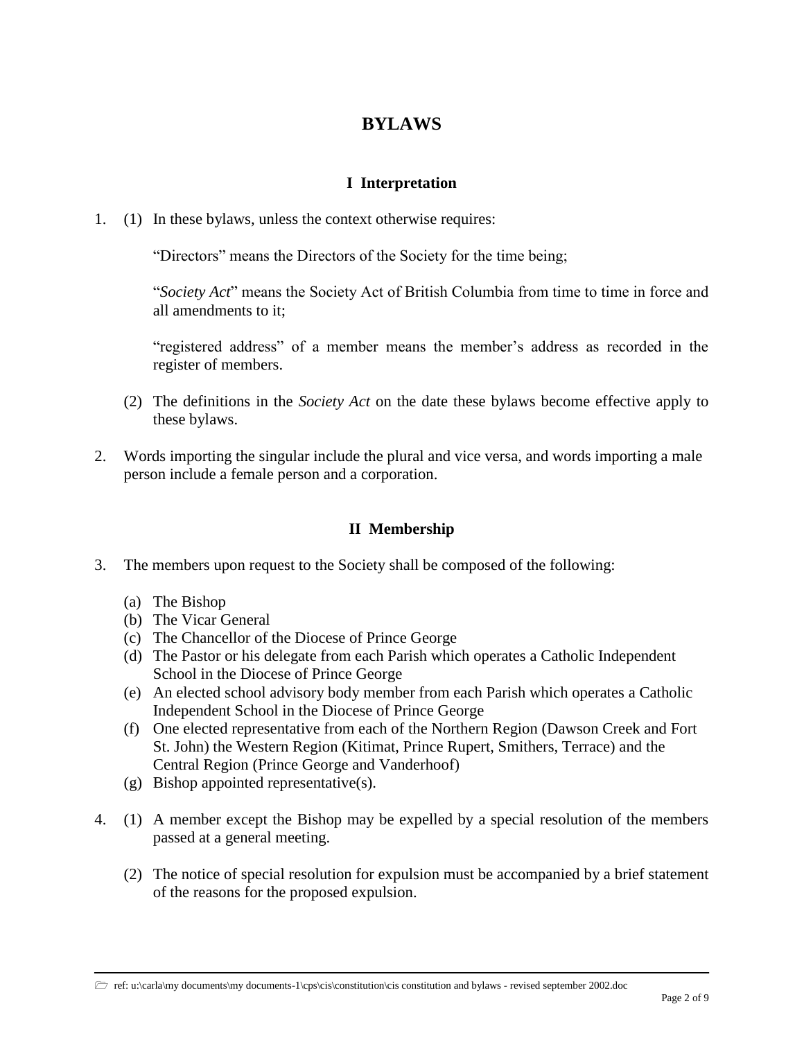# BYLAWS

## I Interpretation

1. (1) In these bylaws, unless the context otherwise requires:

   "Directors" means the Directors of the Society for the time being;

   "*Society Act*" means the Society Act of British Columbia from time to time in force and all amendments to it;

   "registered address" of a member means the member's address as recorded in the register of members.

   (2) The definitions in the *Society Act* on the date these bylaws become effective apply to these bylaws.

2. Words importing the singular include the plural and vice versa, and words importing a male person include a female person and a corporation.

## II Membership

3. The members upon request to the Society shall be composed of the following:

   (a) The Bishop
   (b) The Vicar General
   (c) The Chancellor of the Diocese of Prince George
   (d) The Pastor or his delegate from each Parish which operates a Catholic Independent School in the Diocese of Prince George
   (e) An elected school advisory body member from each Parish which operates a Catholic Independent School in the Diocese of Prince George
   (f) One elected representative from each of the Northern Region (Dawson Creek and Fort St. John) the Western Region (Kitimat, Prince Rupert, Smithers, Terrace) and the Central Region (Prince George and Vanderhoof)
   (g) Bishop appointed representative(s).

4. (1) A member except the Bishop may be expelled by a special resolution of the members passed at a general meeting.

   (2) The notice of special resolution for expulsion must be accompanied by a brief statement of the reasons for the proposed expulsion.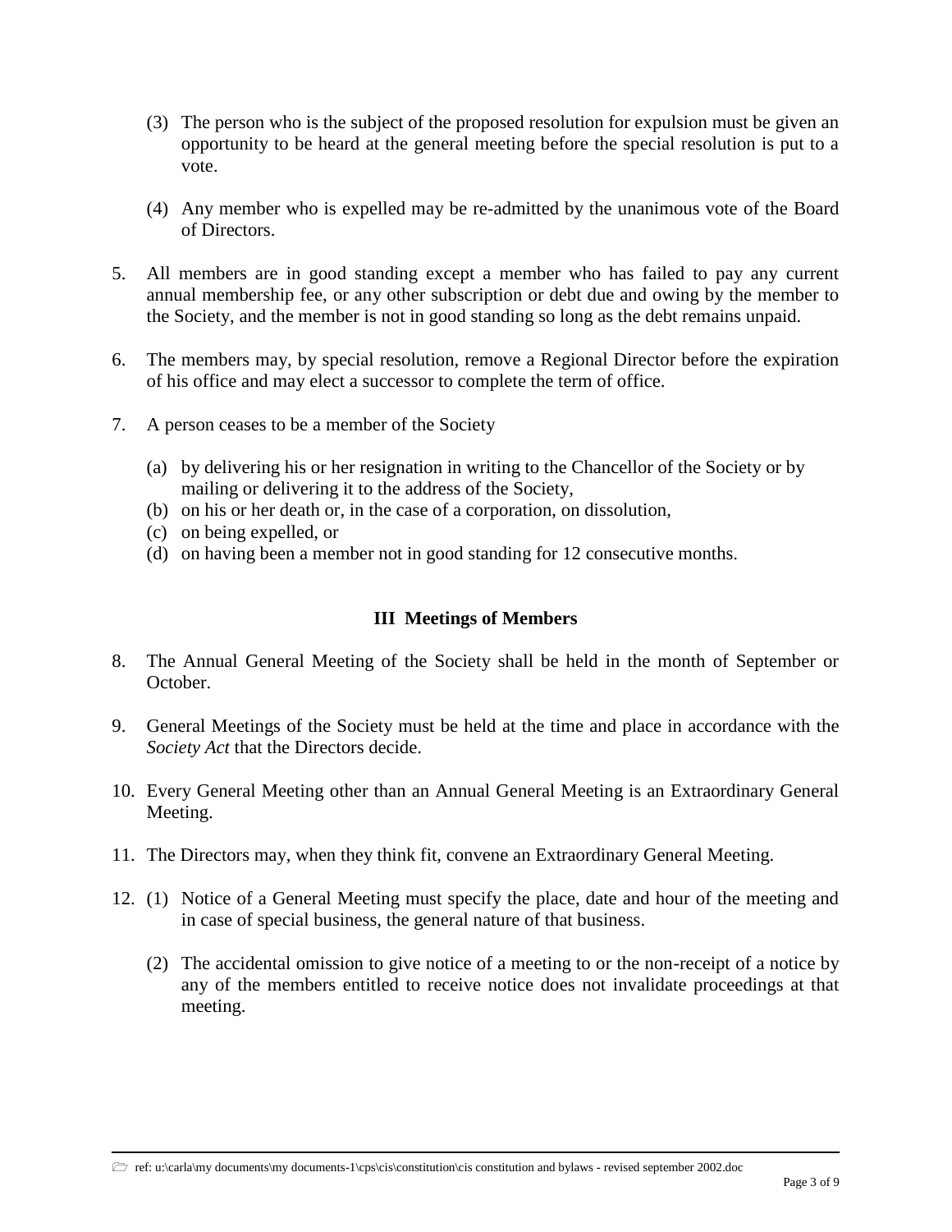(3) The person who is the subject of the proposed resolution for expulsion must be given an opportunity to be heard at the general meeting before the special resolution is put to a vote.

(4) Any member who is expelled may be re-admitted by the unanimous vote of the Board of Directors.

5. All members are in good standing except a member who has failed to pay any current annual membership fee, or any other subscription or debt due and owing by the member to the Society, and the member is not in good standing so long as the debt remains unpaid.

6. The members may, by special resolution, remove a Regional Director before the expiration of his office and may elect a successor to complete the term of office.

7. A person ceases to be a member of the Society

   (a) by delivering his or her resignation in writing to the Chancellor of the Society or by mailing or delivering it to the address of the Society,
   (b) on his or her death or, in the case of a corporation, on dissolution,
   (c) on being expelled, or
   (d) on having been a member not in good standing for 12 consecutive months.

## III Meetings of Members

8. The Annual General Meeting of the Society shall be held in the month of September or October.

9. General Meetings of the Society must be held at the time and place in accordance with the *Society Act* that the Directors decide.

10. Every General Meeting other than an Annual General Meeting is an Extraordinary General Meeting.

11. The Directors may, when they think fit, convene an Extraordinary General Meeting.

12. (1) Notice of a General Meeting must specify the place, date and hour of the meeting and in case of special business, the general nature of that business.

    (2) The accidental omission to give notice of a meeting to or the non-receipt of a notice by any of the members entitled to receive notice does not invalidate proceedings at that meeting.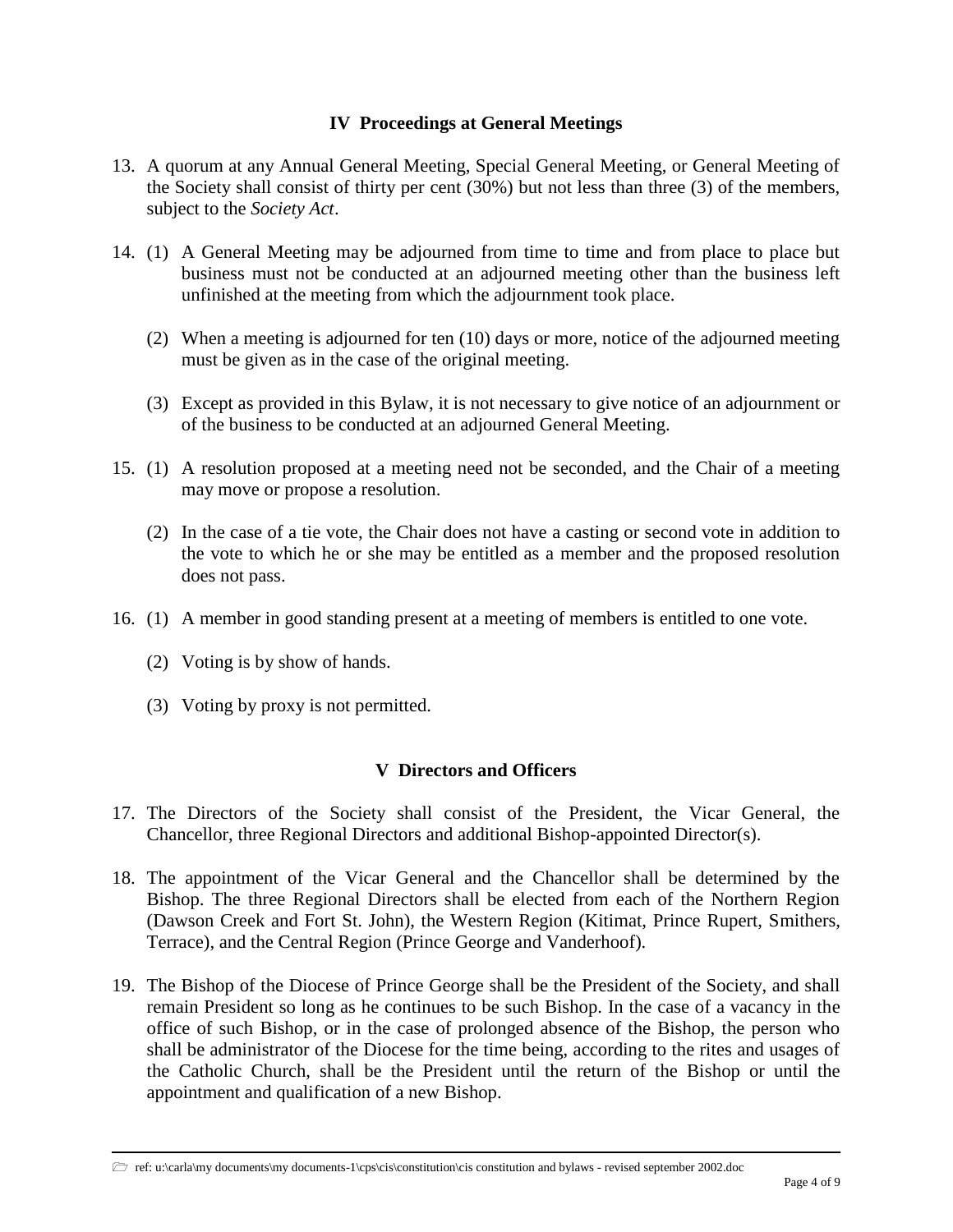## IV Proceedings at General Meetings

13. A quorum at any Annual General Meeting, Special General Meeting, or General Meeting of the Society shall consist of thirty per cent (30%) but not less than three (3) of the members, subject to the *Society Act*.

14. (1) A General Meeting may be adjourned from time to time and from place to place but business must not be conducted at an adjourned meeting other than the business left unfinished at the meeting from which the adjournment took place.

    (2) When a meeting is adjourned for ten (10) days or more, notice of the adjourned meeting must be given as in the case of the original meeting.

    (3) Except as provided in this Bylaw, it is not necessary to give notice of an adjournment or of the business to be conducted at an adjourned General Meeting.

15. (1) A resolution proposed at a meeting need not be seconded, and the Chair of a meeting may move or propose a resolution.

    (2) In the case of a tie vote, the Chair does not have a casting or second vote in addition to the vote to which he or she may be entitled as a member and the proposed resolution does not pass.

16. (1) A member in good standing present at a meeting of members is entitled to one vote.

    (2) Voting is by show of hands.

    (3) Voting by proxy is not permitted.

## V Directors and Officers

17. The Directors of the Society shall consist of the President, the Vicar General, the Chancellor, three Regional Directors and additional Bishop-appointed Director(s).

18. The appointment of the Vicar General and the Chancellor shall be determined by the Bishop. The three Regional Directors shall be elected from each of the Northern Region (Dawson Creek and Fort St. John), the Western Region (Kitimat, Prince Rupert, Smithers, Terrace), and the Central Region (Prince George and Vanderhoof).

19. The Bishop of the Diocese of Prince George shall be the President of the Society, and shall remain President so long as he continues to be such Bishop. In the case of a vacancy in the office of such Bishop, or in the case of prolonged absence of the Bishop, the person who shall be administrator of the Diocese for the time being, according to the rites and usages of the Catholic Church, shall be the President until the return of the Bishop or until the appointment and qualification of a new Bishop.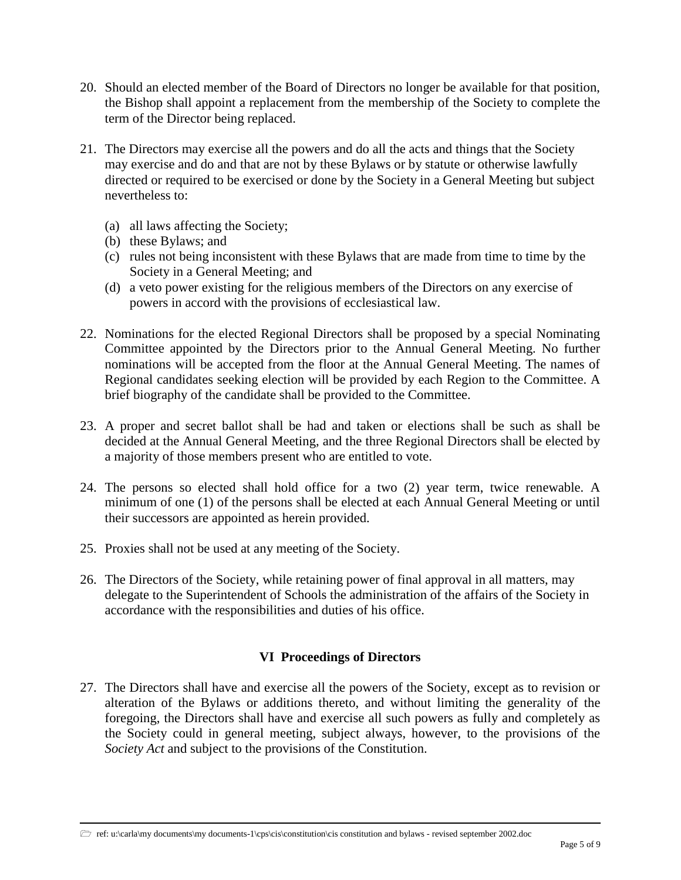20. Should an elected member of the Board of Directors no longer be available for that position, the Bishop shall appoint a replacement from the membership of the Society to complete the term of the Director being replaced.

21. The Directors may exercise all the powers and do all the acts and things that the Society may exercise and do and that are not by these Bylaws or by statute or otherwise lawfully directed or required to be exercised or done by the Society in a General Meeting but subject nevertheless to:

    (a) all laws affecting the Society;
    (b) these Bylaws; and
    (c) rules not being inconsistent with these Bylaws that are made from time to time by the Society in a General Meeting; and
    (d) a veto power existing for the religious members of the Directors on any exercise of powers in accord with the provisions of ecclesiastical law.

22. Nominations for the elected Regional Directors shall be proposed by a special Nominating Committee appointed by the Directors prior to the Annual General Meeting. No further nominations will be accepted from the floor at the Annual General Meeting. The names of Regional candidates seeking election will be provided by each Region to the Committee. A brief biography of the candidate shall be provided to the Committee.

23. A proper and secret ballot shall be had and taken or elections shall be such as shall be decided at the Annual General Meeting, and the three Regional Directors shall be elected by a majority of those members present who are entitled to vote.

24. The persons so elected shall hold office for a two (2) year term, twice renewable. A minimum of one (1) of the persons shall be elected at each Annual General Meeting or until their successors are appointed as herein provided.

25. Proxies shall not be used at any meeting of the Society.

26. The Directors of the Society, while retaining power of final approval in all matters, may delegate to the Superintendent of Schools the administration of the affairs of the Society in accordance with the responsibilities and duties of his office.

## VI Proceedings of Directors

27. The Directors shall have and exercise all the powers of the Society, except as to revision or alteration of the Bylaws or additions thereto, and without limiting the generality of the foregoing, the Directors shall have and exercise all such powers as fully and completely as the Society could in general meeting, subject always, however, to the provisions of the *Society Act* and subject to the provisions of the Constitution.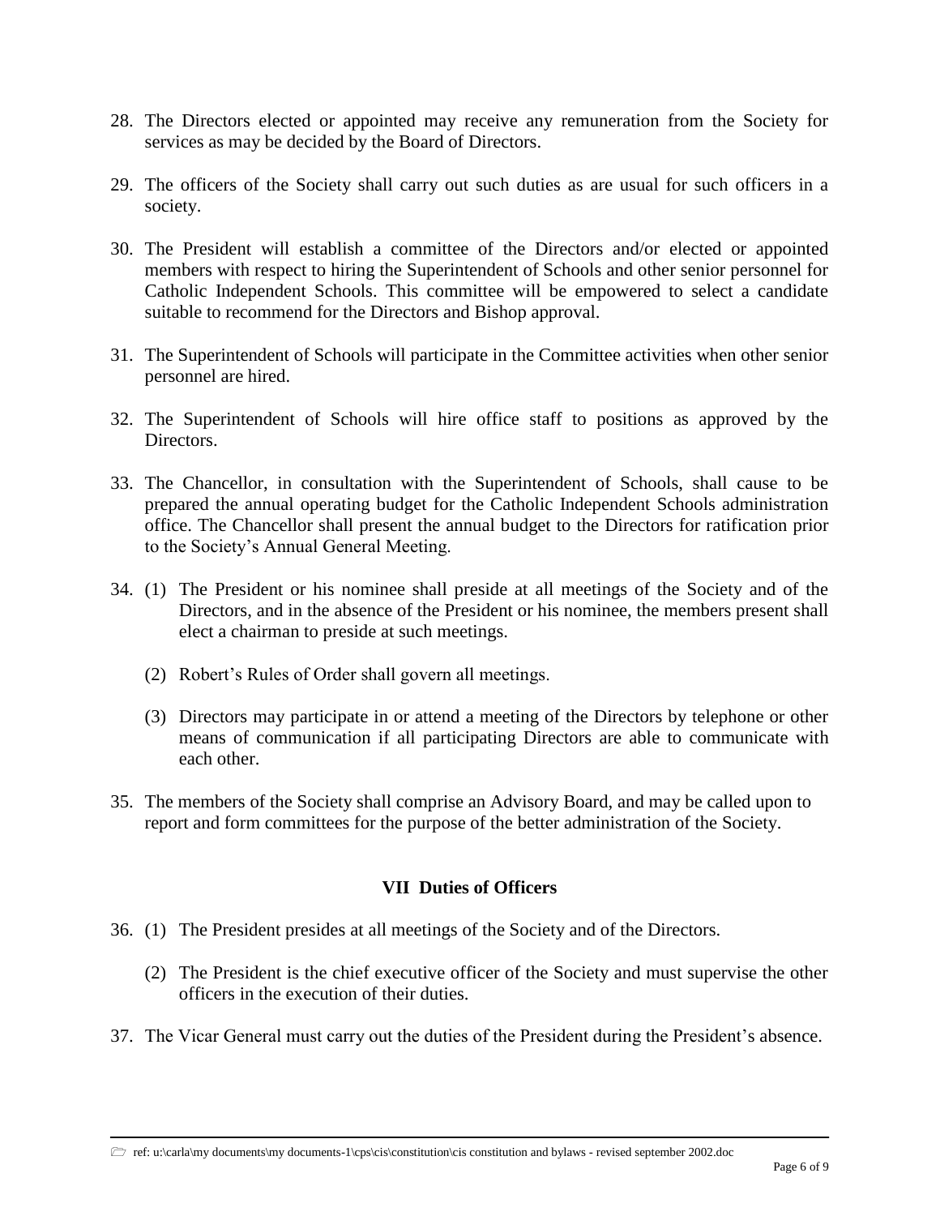28. The Directors elected or appointed may receive any remuneration from the Society for services as may be decided by the Board of Directors.

29. The officers of the Society shall carry out such duties as are usual for such officers in a society.

30. The President will establish a committee of the Directors and/or elected or appointed members with respect to hiring the Superintendent of Schools and other senior personnel for Catholic Independent Schools. This committee will be empowered to select a candidate suitable to recommend for the Directors and Bishop approval.

31. The Superintendent of Schools will participate in the Committee activities when other senior personnel are hired.

32. The Superintendent of Schools will hire office staff to positions as approved by the Directors.

33. The Chancellor, in consultation with the Superintendent of Schools, shall cause to be prepared the annual operating budget for the Catholic Independent Schools administration office. The Chancellor shall present the annual budget to the Directors for ratification prior to the Society's Annual General Meeting.

34. (1) The President or his nominee shall preside at all meetings of the Society and of the Directors, and in the absence of the President or his nominee, the members present shall elect a chairman to preside at such meetings.

    (2) Robert's Rules of Order shall govern all meetings.

    (3) Directors may participate in or attend a meeting of the Directors by telephone or other means of communication if all participating Directors are able to communicate with each other.

35. The members of the Society shall comprise an Advisory Board, and may be called upon to report and form committees for the purpose of the better administration of the Society.

## VII Duties of Officers

36. (1) The President presides at all meetings of the Society and of the Directors.

    (2) The President is the chief executive officer of the Society and must supervise the other officers in the execution of their duties.

37. The Vicar General must carry out the duties of the President during the President's absence.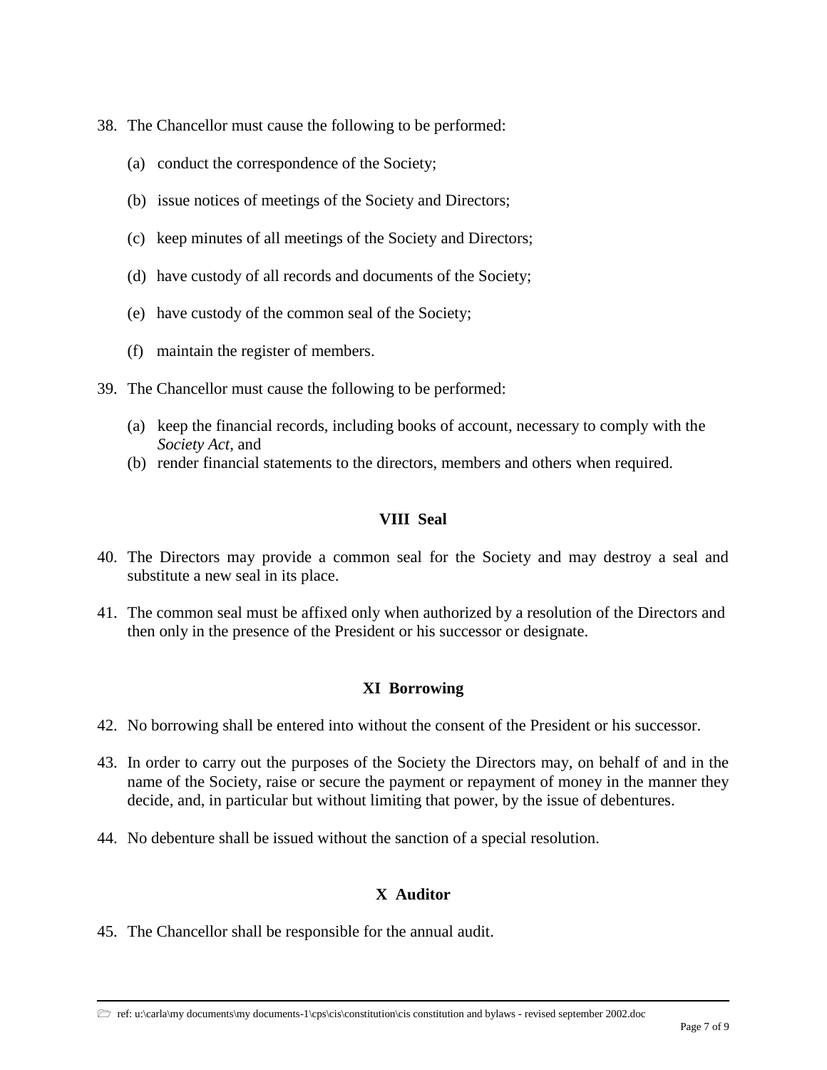38. The Chancellor must cause the following to be performed:

    (a) conduct the correspondence of the Society;

    (b) issue notices of meetings of the Society and Directors;

    (c) keep minutes of all meetings of the Society and Directors;

    (d) have custody of all records and documents of the Society;

    (e) have custody of the common seal of the Society;

    (f) maintain the register of members.

39. The Chancellor must cause the following to be performed:

    (a) keep the financial records, including books of account, necessary to comply with the *Society Act*, and
    (b) render financial statements to the directors, members and others when required.

## VIII Seal

40. The Directors may provide a common seal for the Society and may destroy a seal and substitute a new seal in its place.

41. The common seal must be affixed only when authorized by a resolution of the Directors and then only in the presence of the President or his successor or designate.

## XI Borrowing

42. No borrowing shall be entered into without the consent of the President or his successor.

43. In order to carry out the purposes of the Society the Directors may, on behalf of and in the name of the Society, raise or secure the payment or repayment of money in the manner they decide, and, in particular but without limiting that power, by the issue of debentures.

44. No debenture shall be issued without the sanction of a special resolution.

## X Auditor

45. The Chancellor shall be responsible for the annual audit.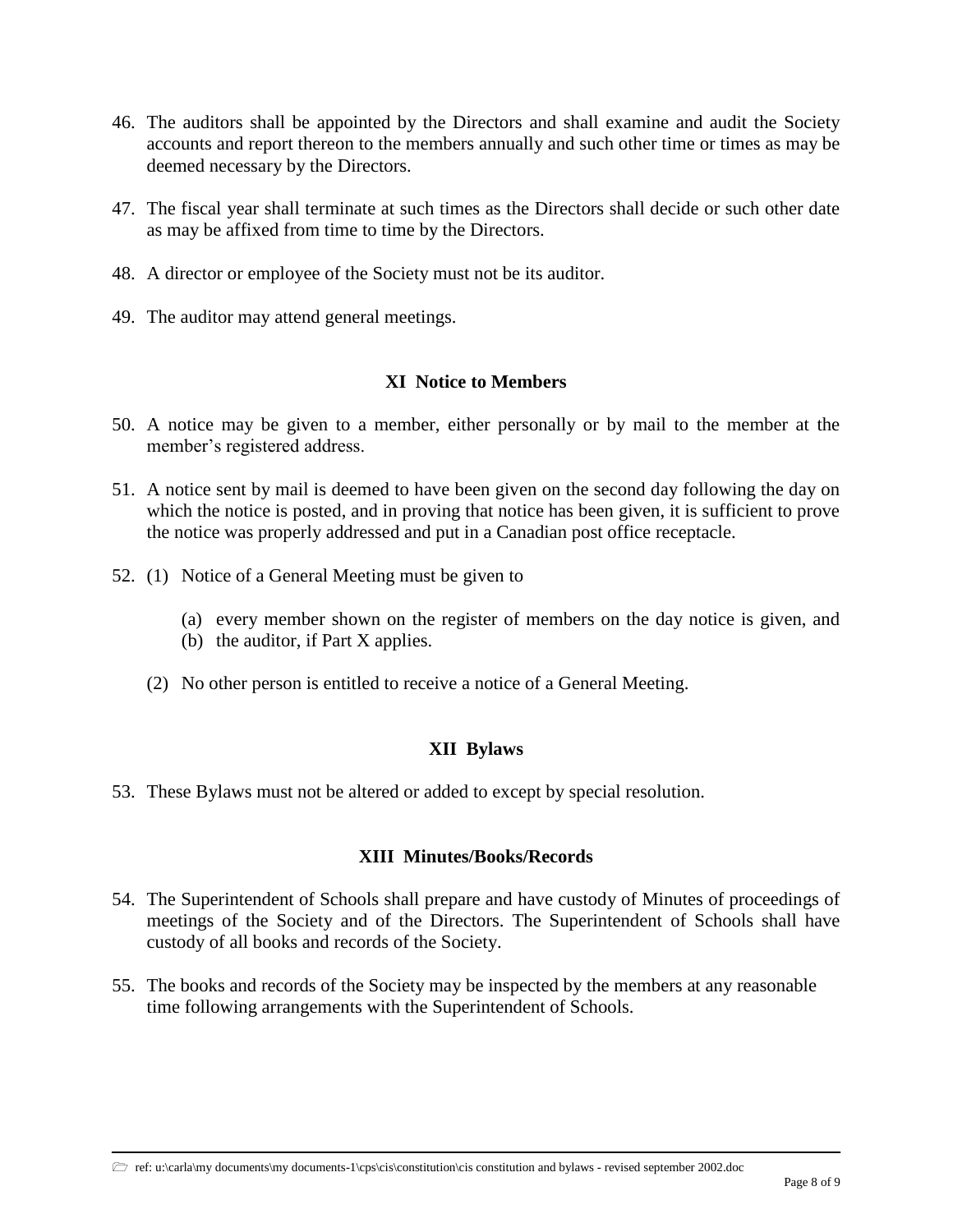46. The auditors shall be appointed by the Directors and shall examine and audit the Society accounts and report thereon to the members annually and such other time or times as may be deemed necessary by the Directors.

47. The fiscal year shall terminate at such times as the Directors shall decide or such other date as may be affixed from time to time by the Directors.

48. A director or employee of the Society must not be its auditor.

49. The auditor may attend general meetings.

## XI Notice to Members

50. A notice may be given to a member, either personally or by mail to the member at the member's registered address.

51. A notice sent by mail is deemed to have been given on the second day following the day on which the notice is posted, and in proving that notice has been given, it is sufficient to prove the notice was properly addressed and put in a Canadian post office receptacle.

52. (1) Notice of a General Meeting must be given to

    (a) every member shown on the register of members on the day notice is given, and
    (b) the auditor, if Part X applies.

    (2) No other person is entitled to receive a notice of a General Meeting.

## XII Bylaws

53. These Bylaws must not be altered or added to except by special resolution.

## XIII Minutes/Books/Records

54. The Superintendent of Schools shall prepare and have custody of Minutes of proceedings of meetings of the Society and of the Directors. The Superintendent of Schools shall have custody of all books and records of the Society.

55. The books and records of the Society may be inspected by the members at any reasonable time following arrangements with the Superintendent of Schools.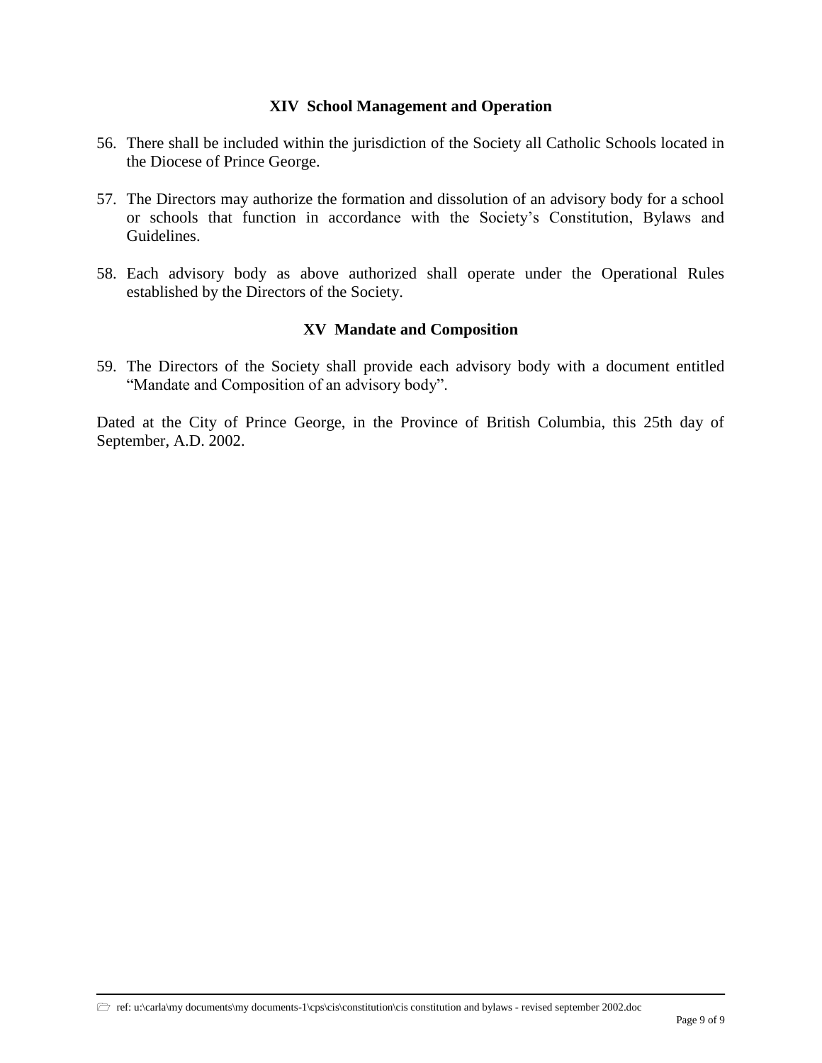### XIV School Management and Operation

56. There shall be included within the jurisdiction of the Society all Catholic Schools located in the Diocese of Prince George.

57. The Directors may authorize the formation and dissolution of an advisory body for a school or schools that function in accordance with the Society's Constitution, Bylaws and Guidelines.

58. Each advisory body as above authorized shall operate under the Operational Rules established by the Directors of the Society.

### XV Mandate and Composition

59. The Directors of the Society shall provide each advisory body with a document entitled "Mandate and Composition of an advisory body".

Dated at the City of Prince George, in the Province of British Columbia, this 25th day of September, A.D. 2002.